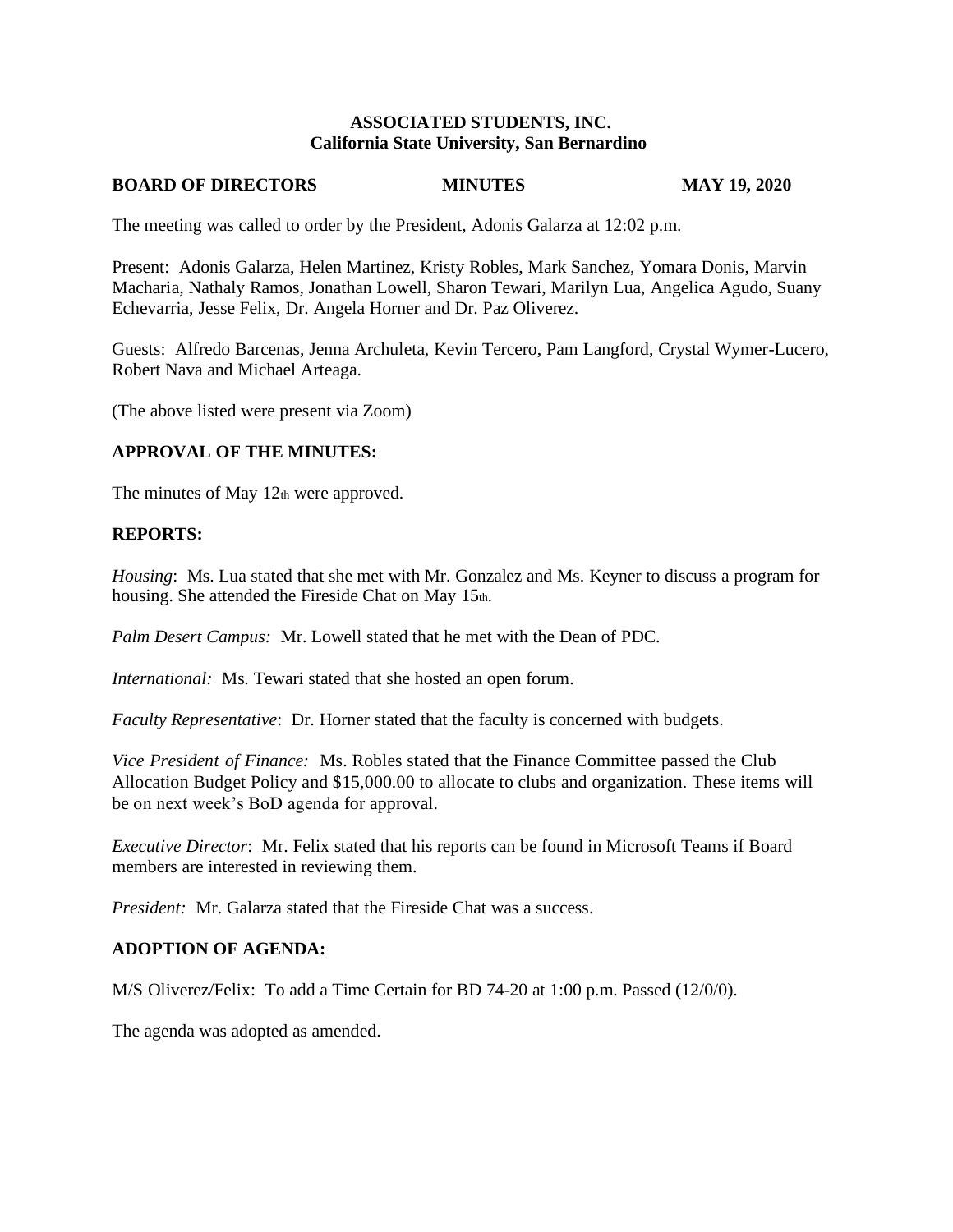**ASSOCIATED STUDENTS, INC.**
**California State University, San Bernardino**

**BOARD OF DIRECTORS MINUTES MAY 19, 2020**

The meeting was called to order by the President, Adonis Galarza at 12:02 p.m.

Present: Adonis Galarza, Helen Martinez, Kristy Robles, Mark Sanchez, Yomara Donis, Marvin Macharia, Nathaly Ramos, Jonathan Lowell, Sharon Tewari, Marilyn Lua, Angelica Agudo, Suany Echevarria, Jesse Felix, Dr. Angela Horner and Dr. Paz Oliverez.

Guests: Alfredo Barcenas, Jenna Archuleta, Kevin Tercero, Pam Langford, Crystal Wymer-Lucero, Robert Nava and Michael Arteaga.

(The above listed were present via Zoom)

**APPROVAL OF THE MINUTES:**

The minutes of May 12th were approved.

**REPORTS:**

*Housing*: Ms. Lua stated that she met with Mr. Gonzalez and Ms. Keyner to discuss a program for housing. She attended the Fireside Chat on May 15th.

*Palm Desert Campus:* Mr. Lowell stated that he met with the Dean of PDC.

*International:* Ms. Tewari stated that she hosted an open forum.

*Faculty Representative*: Dr. Horner stated that the faculty is concerned with budgets.

*Vice President of Finance:* Ms. Robles stated that the Finance Committee passed the Club Allocation Budget Policy and $15,000.00 to allocate to clubs and organization. These items will be on next week's BoD agenda for approval.

*Executive Director*: Mr. Felix stated that his reports can be found in Microsoft Teams if Board members are interested in reviewing them.

*President:* Mr. Galarza stated that the Fireside Chat was a success.

**ADOPTION OF AGENDA:**

M/S Oliverez/Felix: To add a Time Certain for BD 74-20 at 1:00 p.m. Passed (12/0/0).

The agenda was adopted as amended.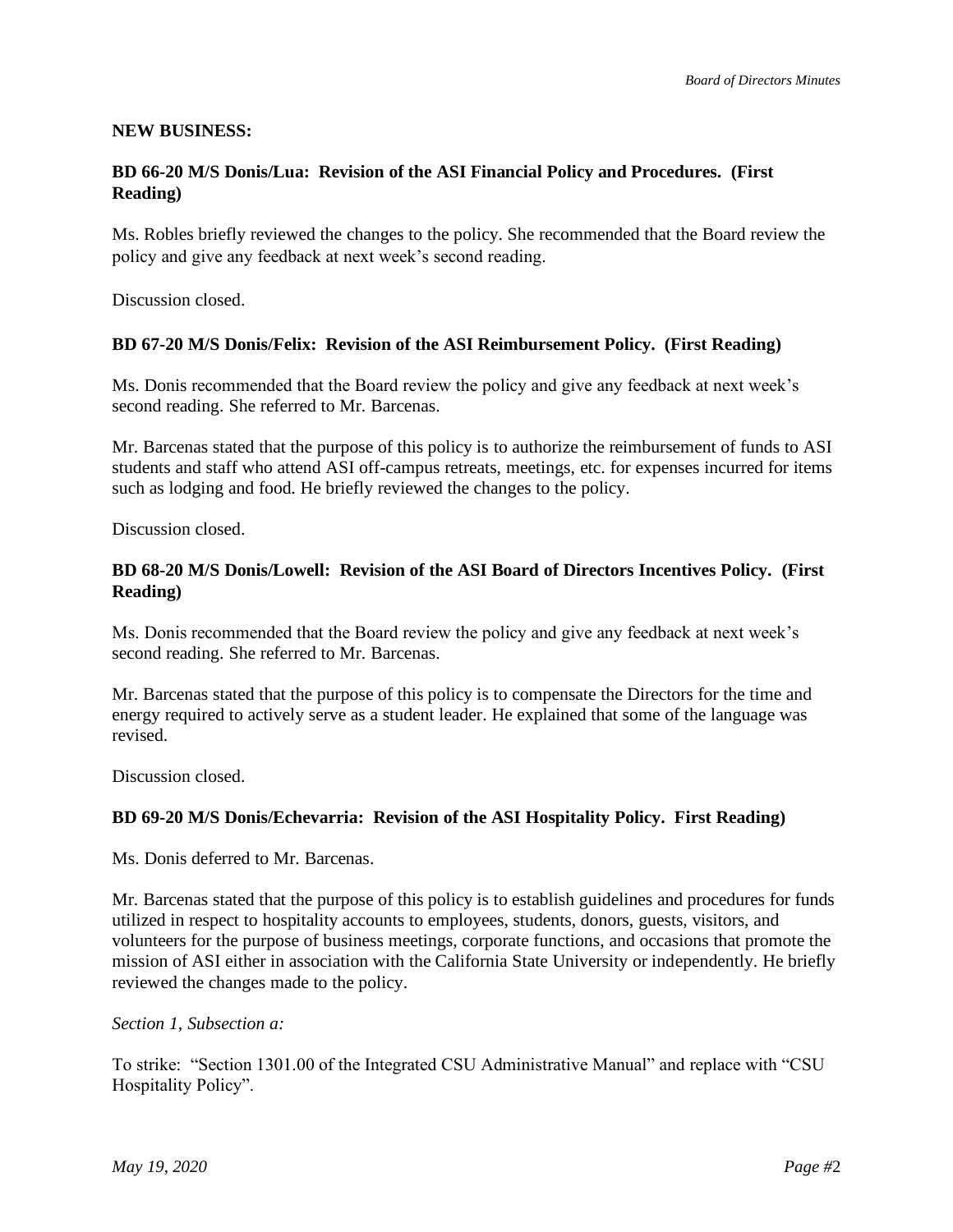**NEW BUSINESS:**

**BD 66-20 M/S Donis/Lua: Revision of the ASI Financial Policy and Procedures. (First Reading)**

Ms. Robles briefly reviewed the changes to the policy. She recommended that the Board review the policy and give any feedback at next week's second reading.

Discussion closed.

**BD 67-20 M/S Donis/Felix: Revision of the ASI Reimbursement Policy. (First Reading)**

Ms. Donis recommended that the Board review the policy and give any feedback at next week's second reading. She referred to Mr. Barcenas.

Mr. Barcenas stated that the purpose of this policy is to authorize the reimbursement of funds to ASI students and staff who attend ASI off-campus retreats, meetings, etc. for expenses incurred for items such as lodging and food. He briefly reviewed the changes to the policy.

Discussion closed.

**BD 68-20 M/S Donis/Lowell: Revision of the ASI Board of Directors Incentives Policy. (First Reading)**

Ms. Donis recommended that the Board review the policy and give any feedback at next week's second reading. She referred to Mr. Barcenas.

Mr. Barcenas stated that the purpose of this policy is to compensate the Directors for the time and energy required to actively serve as a student leader. He explained that some of the language was revised.

Discussion closed.

**BD 69-20 M/S Donis/Echevarria: Revision of the ASI Hospitality Policy. First Reading)**

Ms. Donis deferred to Mr. Barcenas.

Mr. Barcenas stated that the purpose of this policy is to establish guidelines and procedures for funds utilized in respect to hospitality accounts to employees, students, donors, guests, visitors, and volunteers for the purpose of business meetings, corporate functions, and occasions that promote the mission of ASI either in association with the California State University or independently. He briefly reviewed the changes made to the policy.

*Section 1, Subsection a:*

To strike: "Section 1301.00 of the Integrated CSU Administrative Manual" and replace with "CSU Hospitality Policy".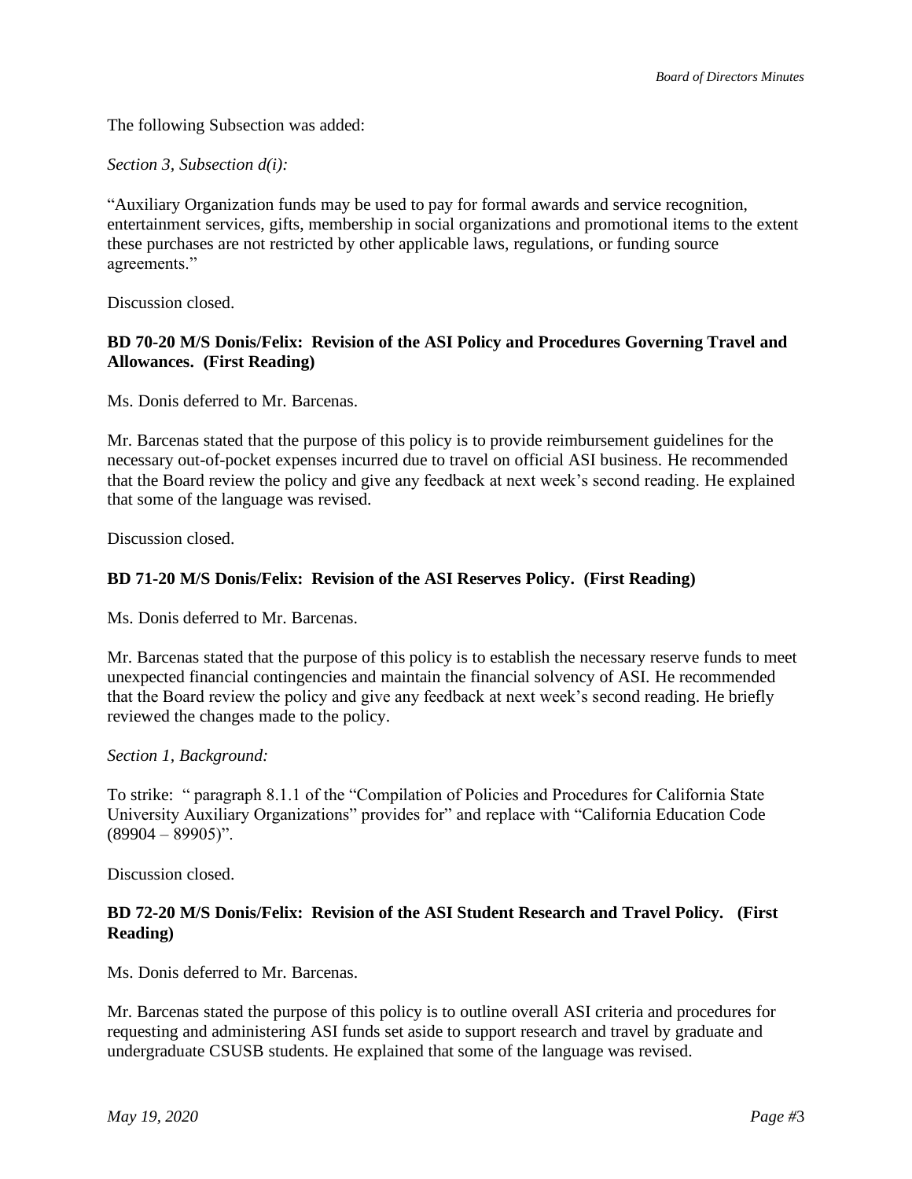The following Subsection was added:

*Section 3, Subsection d(i):*

"Auxiliary Organization funds may be used to pay for formal awards and service recognition, entertainment services, gifts, membership in social organizations and promotional items to the extent these purchases are not restricted by other applicable laws, regulations, or funding source agreements."

Discussion closed.

**BD 70-20 M/S Donis/Felix: Revision of the ASI Policy and Procedures Governing Travel and Allowances. (First Reading)**

Ms. Donis deferred to Mr. Barcenas.

Mr. Barcenas stated that the purpose of this policy is to provide reimbursement guidelines for the necessary out-of-pocket expenses incurred due to travel on official ASI business. He recommended that the Board review the policy and give any feedback at next week's second reading. He explained that some of the language was revised.

Discussion closed.

**BD 71-20 M/S Donis/Felix: Revision of the ASI Reserves Policy. (First Reading)**

Ms. Donis deferred to Mr. Barcenas.

Mr. Barcenas stated that the purpose of this policy is to establish the necessary reserve funds to meet unexpected financial contingencies and maintain the financial solvency of ASI. He recommended that the Board review the policy and give any feedback at next week's second reading. He briefly reviewed the changes made to the policy.

*Section 1, Background:*

To strike: " paragraph 8.1.1 of the "Compilation of Policies and Procedures for California State University Auxiliary Organizations" provides for" and replace with "California Education Code (89904 – 89905)".

Discussion closed.

**BD 72-20 M/S Donis/Felix: Revision of the ASI Student Research and Travel Policy. (First Reading)**

Ms. Donis deferred to Mr. Barcenas.

Mr. Barcenas stated the purpose of this policy is to outline overall ASI criteria and procedures for requesting and administering ASI funds set aside to support research and travel by graduate and undergraduate CSUSB students. He explained that some of the language was revised.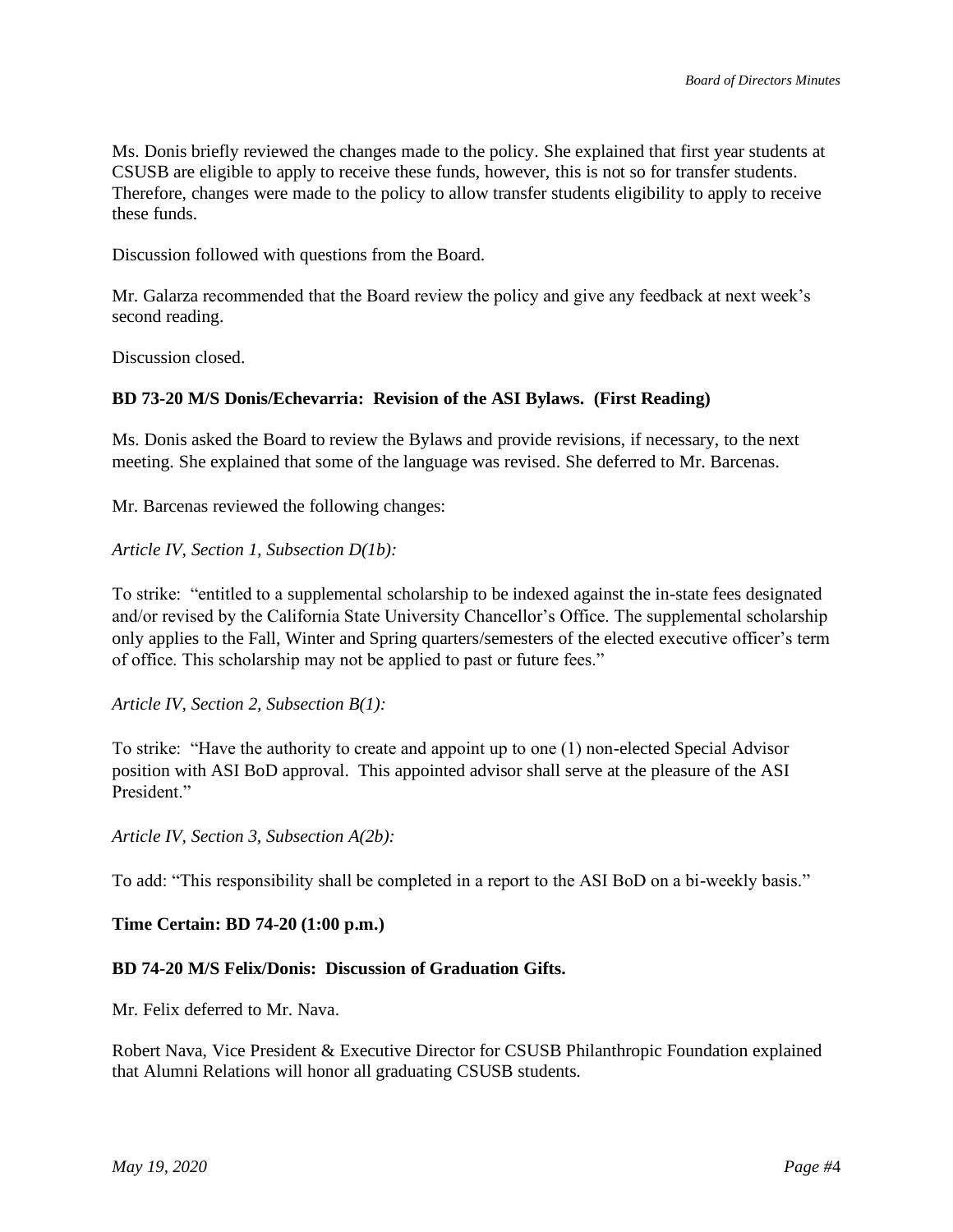Ms. Donis briefly reviewed the changes made to the policy. She explained that first year students at CSUSB are eligible to apply to receive these funds, however, this is not so for transfer students. Therefore, changes were made to the policy to allow transfer students eligibility to apply to receive these funds.

Discussion followed with questions from the Board.

Mr. Galarza recommended that the Board review the policy and give any feedback at next week's second reading.

Discussion closed.

**BD 73-20 M/S Donis/Echevarria: Revision of the ASI Bylaws. (First Reading)**

Ms. Donis asked the Board to review the Bylaws and provide revisions, if necessary, to the next meeting. She explained that some of the language was revised. She deferred to Mr. Barcenas.

Mr. Barcenas reviewed the following changes:

*Article IV, Section 1, Subsection D(1b):*

To strike: "entitled to a supplemental scholarship to be indexed against the in-state fees designated and/or revised by the California State University Chancellor's Office. The supplemental scholarship only applies to the Fall, Winter and Spring quarters/semesters of the elected executive officer's term of office. This scholarship may not be applied to past or future fees."

*Article IV, Section 2, Subsection B(1):*

To strike: "Have the authority to create and appoint up to one (1) non-elected Special Advisor position with ASI BoD approval. This appointed advisor shall serve at the pleasure of the ASI President."

*Article IV, Section 3, Subsection A(2b):*

To add: "This responsibility shall be completed in a report to the ASI BoD on a bi-weekly basis."

**Time Certain: BD 74-20 (1:00 p.m.)**

**BD 74-20 M/S Felix/Donis: Discussion of Graduation Gifts.**

Mr. Felix deferred to Mr. Nava.

Robert Nava, Vice President & Executive Director for CSUSB Philanthropic Foundation explained that Alumni Relations will honor all graduating CSUSB students.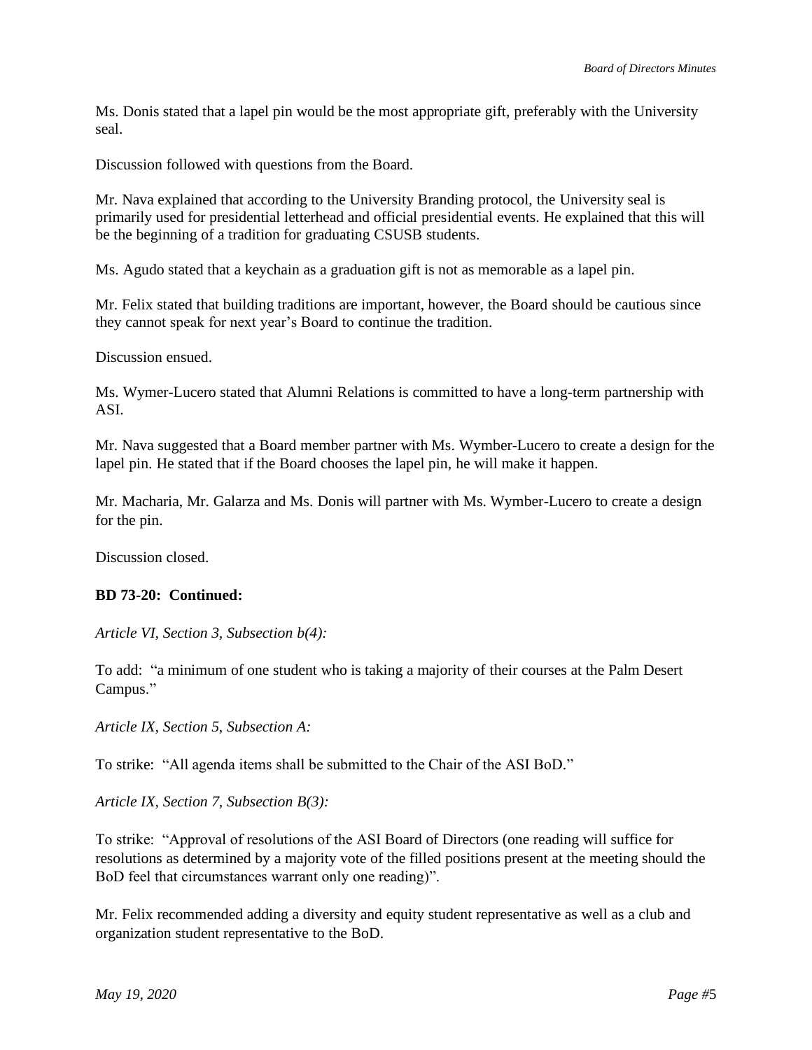Ms. Donis stated that a lapel pin would be the most appropriate gift, preferably with the University seal.

Discussion followed with questions from the Board.

Mr. Nava explained that according to the University Branding protocol, the University seal is primarily used for presidential letterhead and official presidential events. He explained that this will be the beginning of a tradition for graduating CSUSB students.

Ms. Agudo stated that a keychain as a graduation gift is not as memorable as a lapel pin.

Mr. Felix stated that building traditions are important, however, the Board should be cautious since they cannot speak for next year's Board to continue the tradition.

Discussion ensued.

Ms. Wymer-Lucero stated that Alumni Relations is committed to have a long-term partnership with ASI.

Mr. Nava suggested that a Board member partner with Ms. Wymber-Lucero to create a design for the lapel pin. He stated that if the Board chooses the lapel pin, he will make it happen.

Mr. Macharia, Mr. Galarza and Ms. Donis will partner with Ms. Wymber-Lucero to create a design for the pin.

Discussion closed.

**BD 73-20: Continued:**

*Article VI, Section 3, Subsection b(4):*

To add: "a minimum of one student who is taking a majority of their courses at the Palm Desert Campus."

*Article IX, Section 5, Subsection A:*

To strike: "All agenda items shall be submitted to the Chair of the ASI BoD."

*Article IX, Section 7, Subsection B(3):*

To strike: "Approval of resolutions of the ASI Board of Directors (one reading will suffice for resolutions as determined by a majority vote of the filled positions present at the meeting should the BoD feel that circumstances warrant only one reading)".

Mr. Felix recommended adding a diversity and equity student representative as well as a club and organization student representative to the BoD.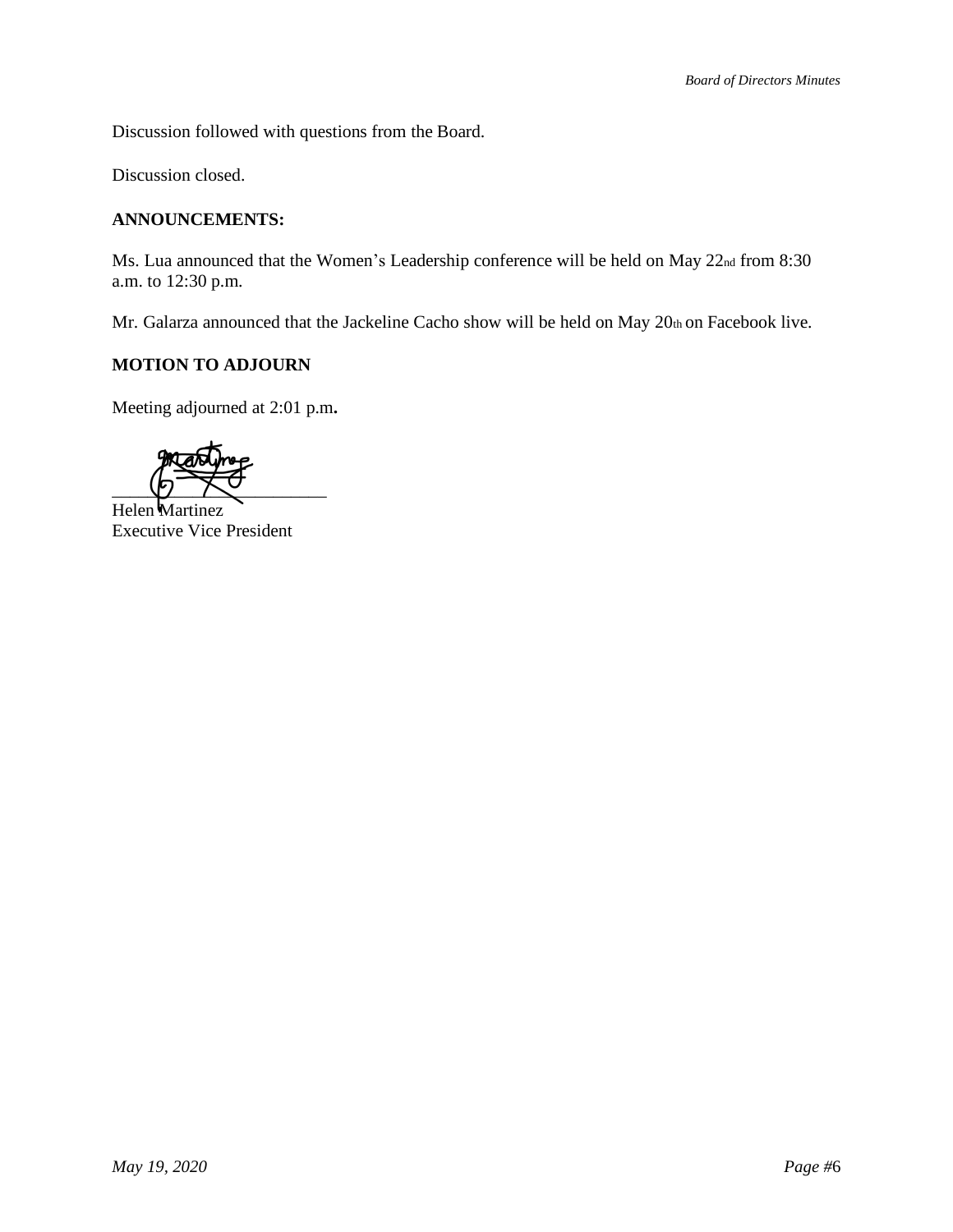Discussion followed with questions from the Board.

Discussion closed.

**ANNOUNCEMENTS:**

Ms. Lua announced that the Women's Leadership conference will be held on May 22nd from 8:30 a.m. to 12:30 p.m.

Mr. Galarza announced that the Jackeline Cacho show will be held on May 20th on Facebook live.

**MOTION TO ADJOURN**

Meeting adjourned at 2:01 p.m**.**

\_\_\_\_\_\_\_\_\_\_\_\_\_\_\_\_\_\_\_\_\_\_\_\_\_\_
Helen Martinez
Executive Vice President